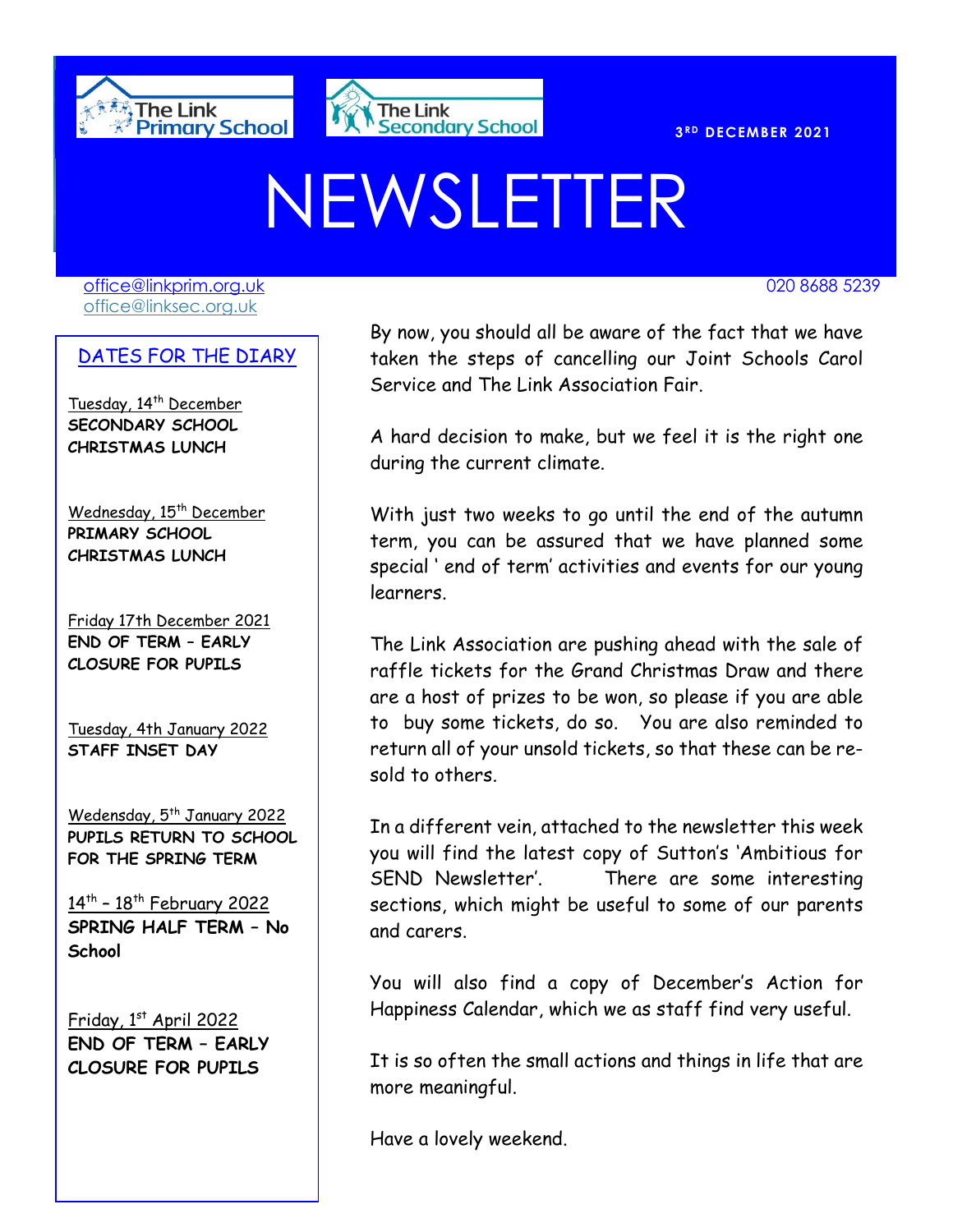The Link Primary School

The Link Secondary School

3RD DECEMBER 2021

# NEWSLETTER

office@linkprim.org.uk
office@linksec.org.uk

020 8688 5239

## DATES FOR THE DIARY

Tuesday, 14th December
**SECONDARY SCHOOL CHRISTMAS LUNCH**

Wednesday, 15th December
**PRIMARY SCHOOL CHRISTMAS LUNCH**

Friday 17th December 2021
**END OF TERM – EARLY CLOSURE FOR PUPILS**

Tuesday, 4th January 2022
**STAFF INSET DAY**

Wedensday, 5th January 2022
**PUPILS RETURN TO SCHOOL FOR THE SPRING TERM**

14th – 18th February 2022
**SPRING HALF TERM – No School**

Friday, 1st April 2022
**END OF TERM – EARLY CLOSURE FOR PUPILS**

By now, you should all be aware of the fact that we have taken the steps of cancelling our Joint Schools Carol Service and The Link Association Fair.

A hard decision to make, but we feel it is the right one during the current climate.

With just two weeks to go until the end of the autumn term, you can be assured that we have planned some special ' end of term' activities and events for our young learners.

The Link Association are pushing ahead with the sale of raffle tickets for the Grand Christmas Draw and there are a host of prizes to be won, so please if you are able to buy some tickets, do so. You are also reminded to return all of your unsold tickets, so that these can be re-sold to others.

In a different vein, attached to the newsletter this week you will find the latest copy of Sutton's 'Ambitious for SEND Newsletter'. There are some interesting sections, which might be useful to some of our parents and carers.

You will also find a copy of December's Action for Happiness Calendar, which we as staff find very useful.

It is so often the small actions and things in life that are more meaningful.

Have a lovely weekend.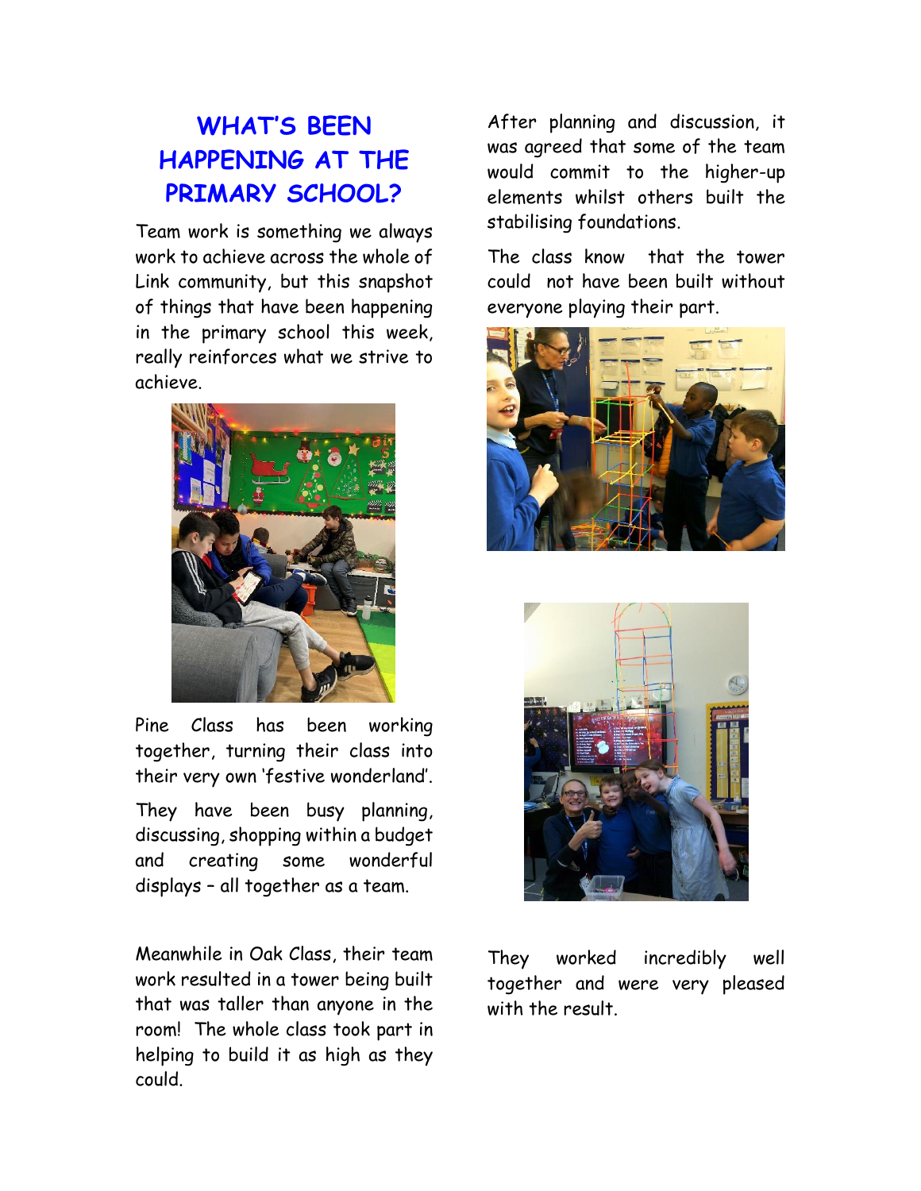# WHAT'S BEEN HAPPENING AT THE PRIMARY SCHOOL?

Team work is something we always work to achieve across the whole of Link community, but this snapshot of things that have been happening in the primary school this week, really reinforces what we strive to achieve.

Pine Class has been working together, turning their class into their very own 'festive wonderland'.

They have been busy planning, discussing, shopping within a budget and creating some wonderful displays – all together as a team.

Meanwhile in Oak Class, their team work resulted in a tower being built that was taller than anyone in the room! The whole class took part in helping to build it as high as they could.

After planning and discussion, it was agreed that some of the team would commit to the higher-up elements whilst others built the stabilising foundations.

The class know that the tower could not have been built without everyone playing their part.

They worked incredibly well together and were very pleased with the result.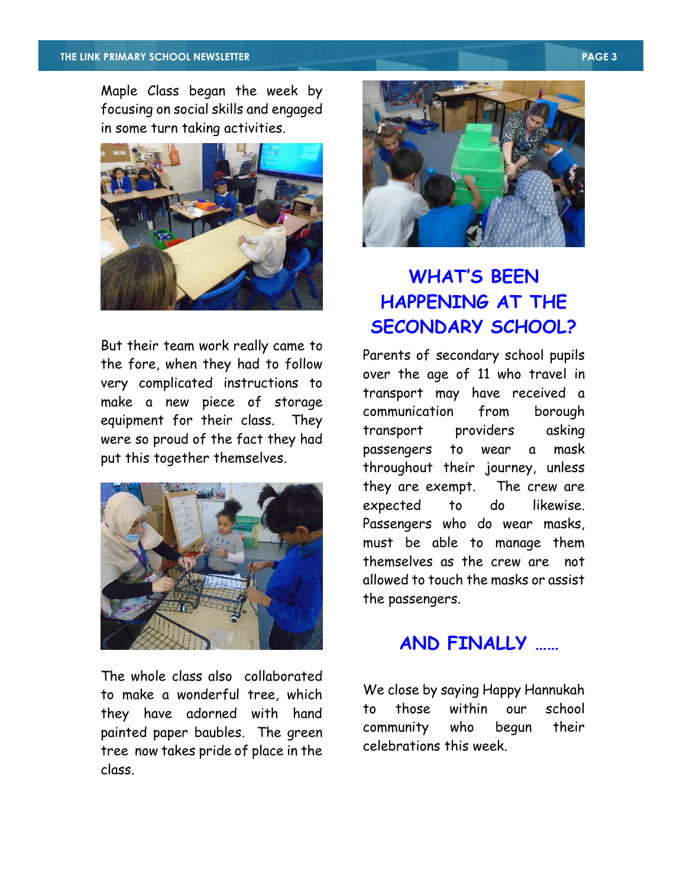Maple Class began the week by focusing on social skills and engaged in some turn taking activities.

But their team work really came to the fore, when they had to follow very complicated instructions to make a new piece of storage equipment for their class. They were so proud of the fact they had put this together themselves.

The whole class also collaborated to make a wonderful tree, which they have adorned with hand painted paper baubles. The green tree now takes pride of place in the class.

## WHAT'S BEEN HAPPENING AT THE SECONDARY SCHOOL?

Parents of secondary school pupils over the age of 11 who travel in transport may have received a communication from borough transport providers asking passengers to wear a mask throughout their journey, unless they are exempt. The crew are expected to do likewise. Passengers who do wear masks, must be able to manage them themselves as the crew are not allowed to touch the masks or assist the passengers.

## AND FINALLY ......

We close by saying Happy Hannukah to those within our school community who begun their celebrations this week.